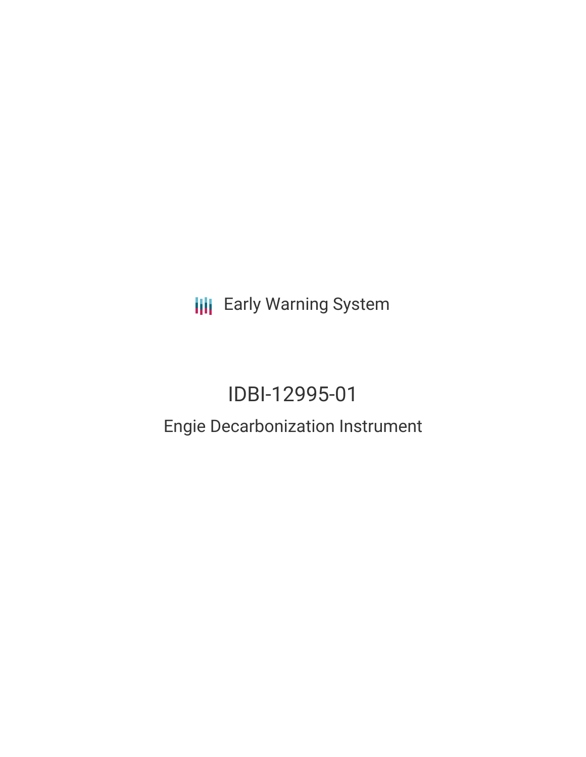Early Warning System

# IDBI-12995-01

## Engie Decarbonization Instrument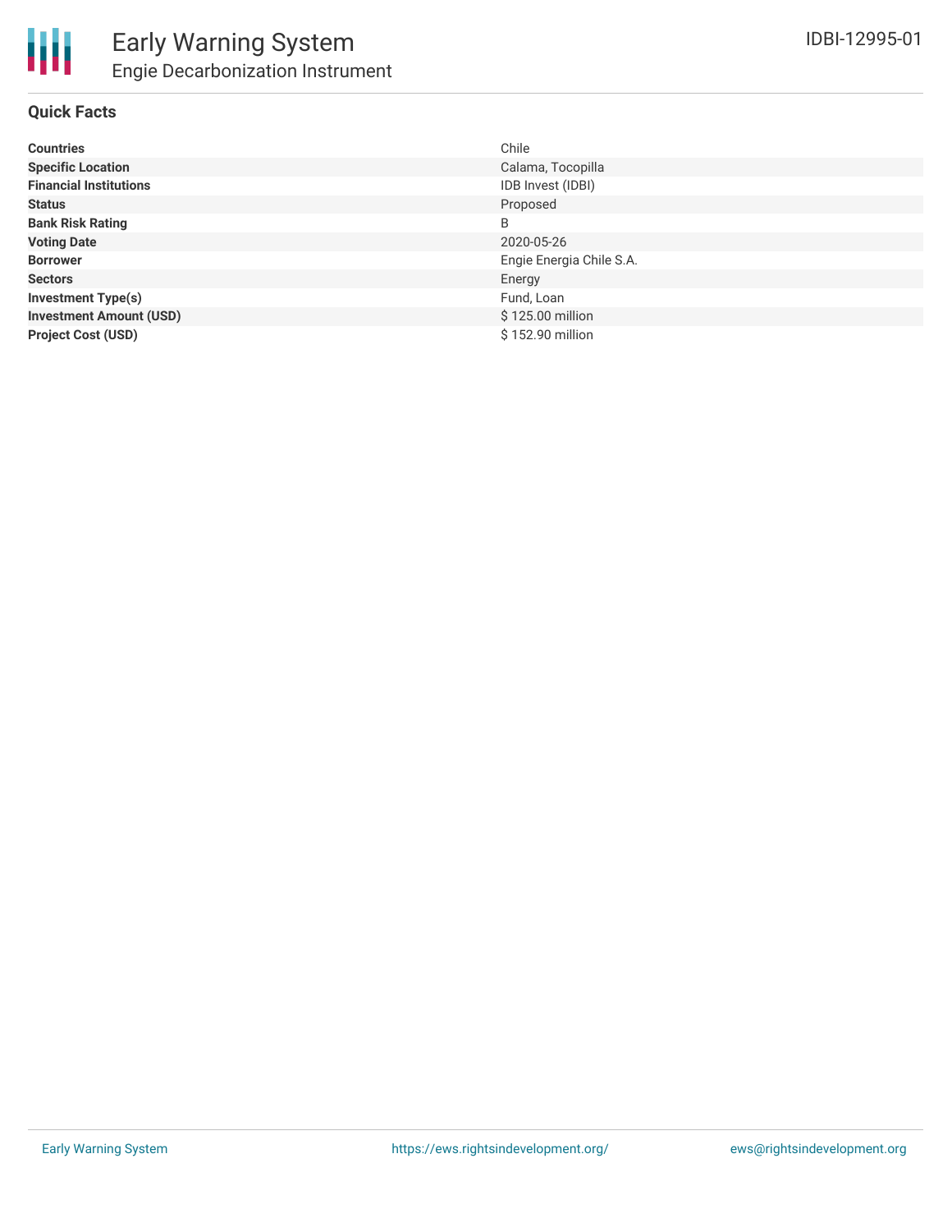# Early Warning System

## Engie Decarbonization Instrument

IDBI-12995-01

### Quick Facts

| | |
|---|---|
| **Countries** | Chile |
| **Specific Location** | Calama, Tocopilla |
| **Financial Institutions** | IDB Invest (IDBI) |
| **Status** | Proposed |
| **Bank Risk Rating** | B |
| **Voting Date** | 2020-05-26 |
| **Borrower** | Engie Energia Chile S.A. |
| **Sectors** | Energy |
| **Investment Type(s)** | Fund, Loan |
| **Investment Amount (USD)** | $ 125.00 million |
| **Project Cost (USD)** | $ 152.90 million |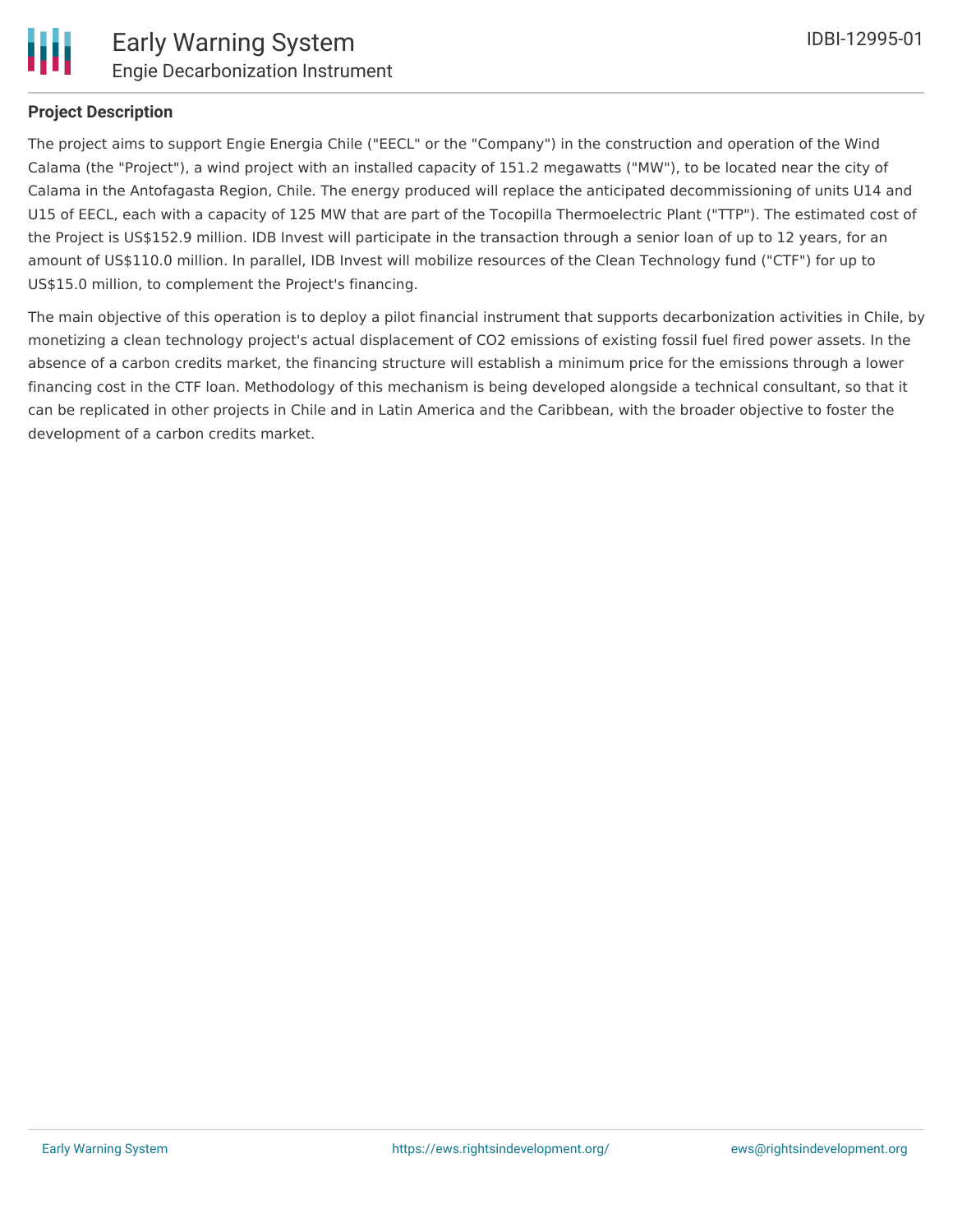**Project Description**

The project aims to support Engie Energia Chile ("EECL" or the "Company") in the construction and operation of the Wind Calama (the "Project"), a wind project with an installed capacity of 151.2 megawatts ("MW"), to be located near the city of Calama in the Antofagasta Region, Chile. The energy produced will replace the anticipated decommissioning of units U14 and U15 of EECL, each with a capacity of 125 MW that are part of the Tocopilla Thermoelectric Plant ("TTP"). The estimated cost of the Project is US$152.9 million. IDB Invest will participate in the transaction through a senior loan of up to 12 years, for an amount of US$110.0 million. In parallel, IDB Invest will mobilize resources of the Clean Technology fund ("CTF") for up to US$15.0 million, to complement the Project's financing.

The main objective of this operation is to deploy a pilot financial instrument that supports decarbonization activities in Chile, by monetizing a clean technology project's actual displacement of $CO_2$ emissions of existing fossil fuel fired power assets. In the absence of a carbon credits market, the financing structure will establish a minimum price for the emissions through a lower financing cost in the CTF loan. Methodology of this mechanism is being developed alongside a technical consultant, so that it can be replicated in other projects in Chile and in Latin America and the Caribbean, with the broader objective to foster the development of a carbon credits market.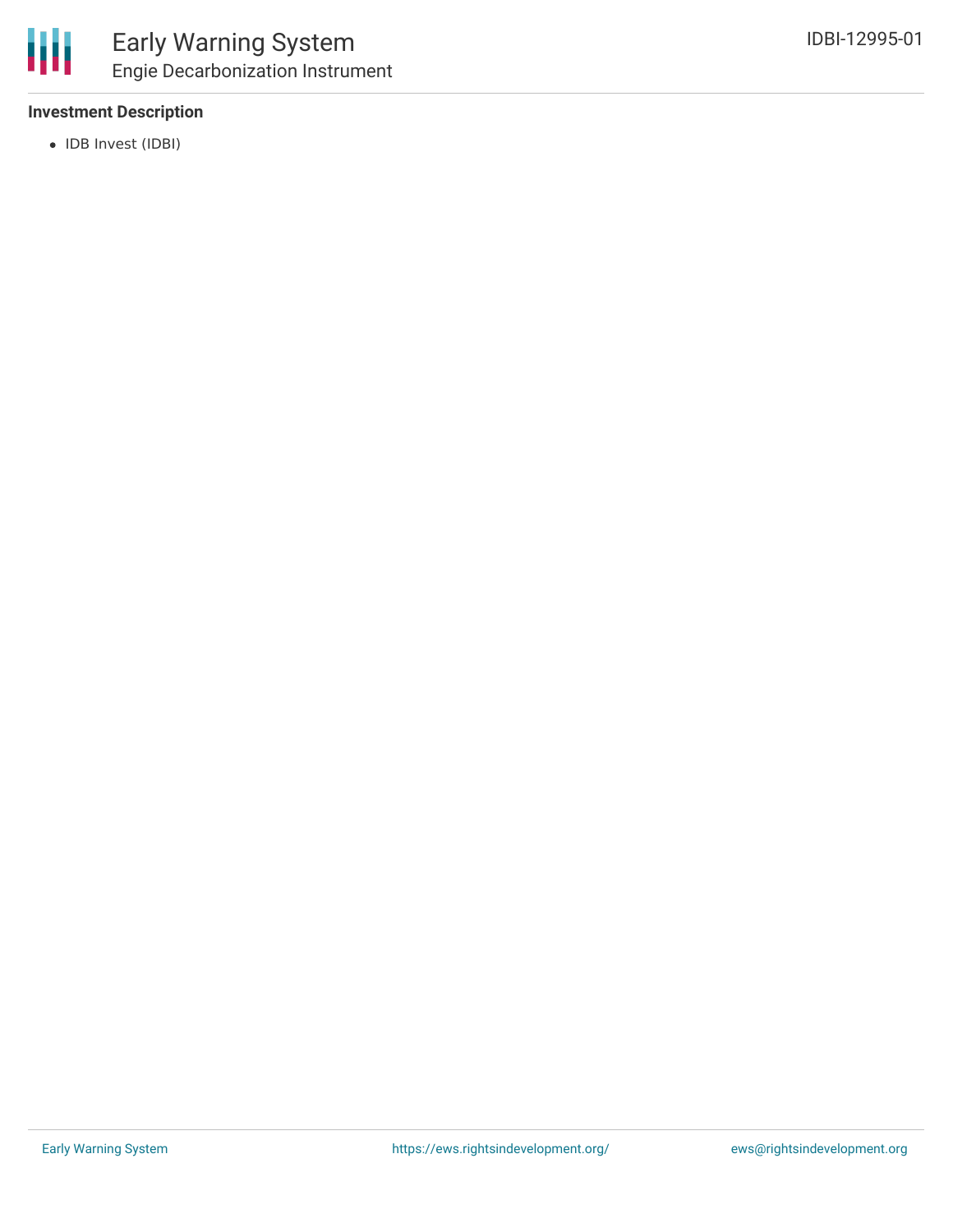### Investment Description

- IDB Invest (IDBI)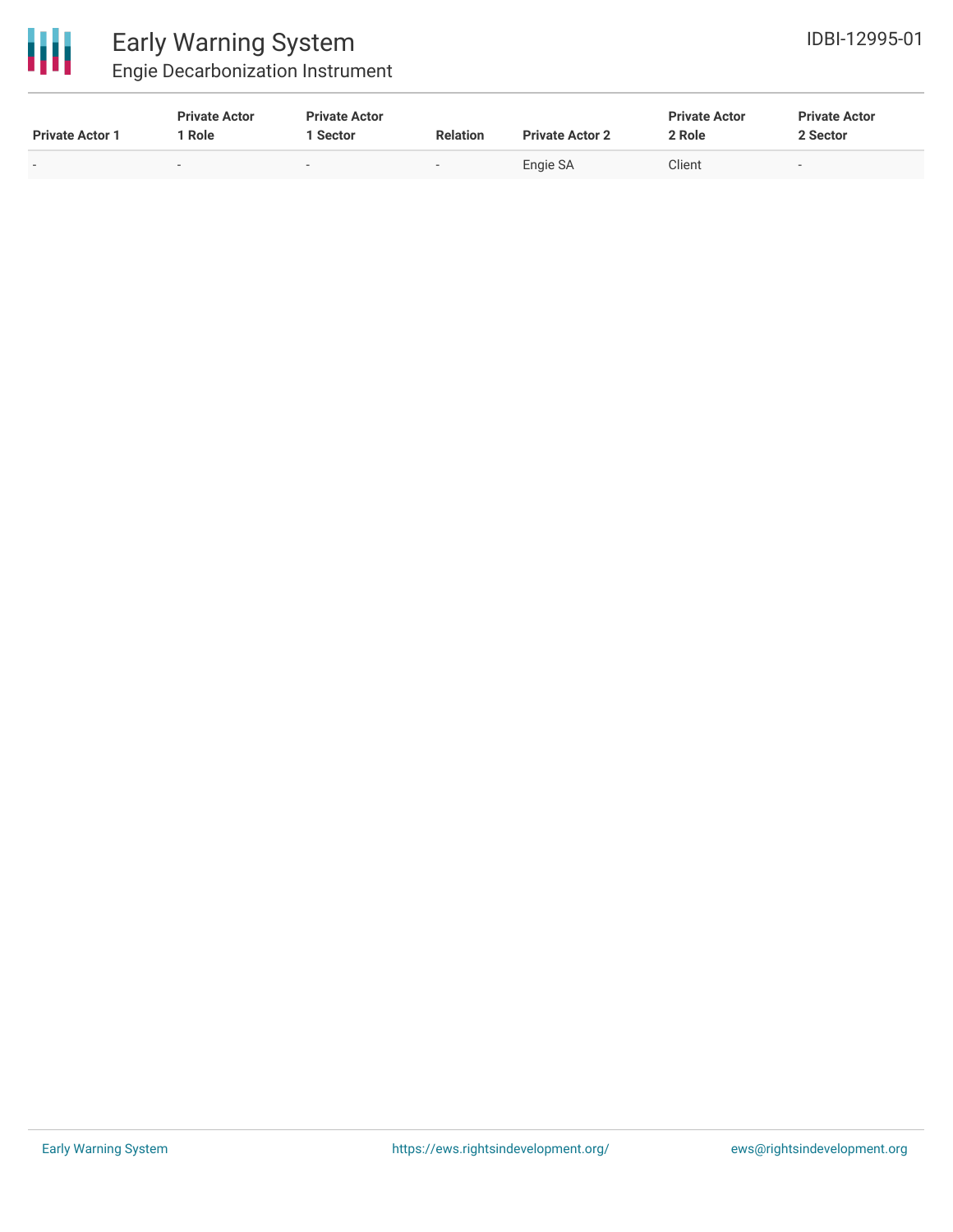| Private Actor 1 | Private Actor 1 Role | Private Actor 1 Sector | Relation | Private Actor 2 | Private Actor 2 Role | Private Actor 2 Sector |
|---|---|---|---|---|---|---|
| - | - | - | - | Engie SA | Client | - |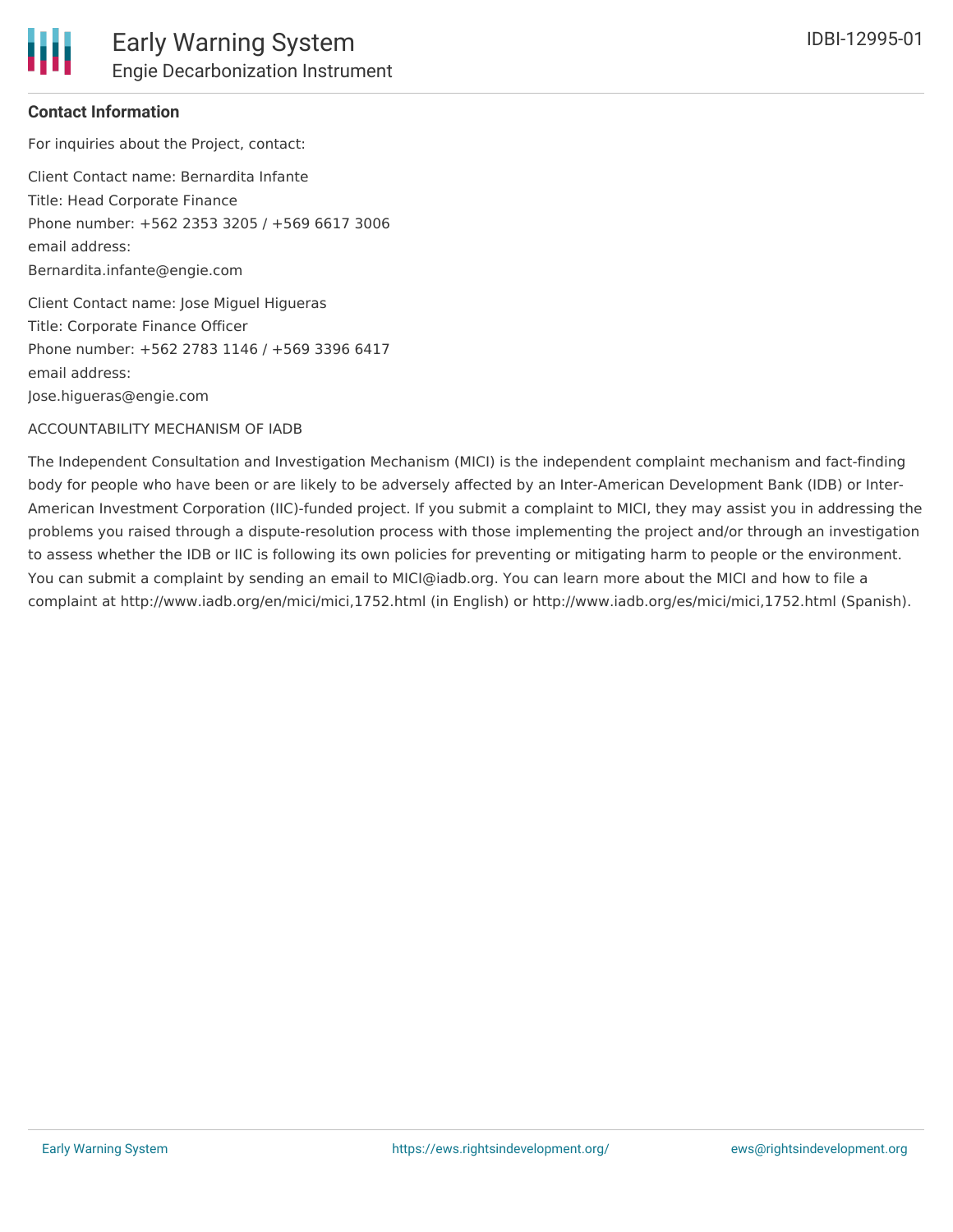**Contact Information**

For inquiries about the Project, contact:

Client Contact name: Bernardita Infante
Title: Head Corporate Finance
Phone number: +562 2353 3205 / +569 6617 3006
email address:
Bernardita.infante@engie.com

Client Contact name: Jose Miguel Higueras
Title: Corporate Finance Officer
Phone number: +562 2783 1146 / +569 3396 6417
email address:
Jose.higueras@engie.com

ACCOUNTABILITY MECHANISM OF IADB

The Independent Consultation and Investigation Mechanism (MICI) is the independent complaint mechanism and fact-finding body for people who have been or are likely to be adversely affected by an Inter-American Development Bank (IDB) or Inter-American Investment Corporation (IIC)-funded project. If you submit a complaint to MICI, they may assist you in addressing the problems you raised through a dispute-resolution process with those implementing the project and/or through an investigation to assess whether the IDB or IIC is following its own policies for preventing or mitigating harm to people or the environment. You can submit a complaint by sending an email to MICI@iadb.org. You can learn more about the MICI and how to file a complaint at http://www.iadb.org/en/mici/mici,1752.html (in English) or http://www.iadb.org/es/mici/mici,1752.html (Spanish).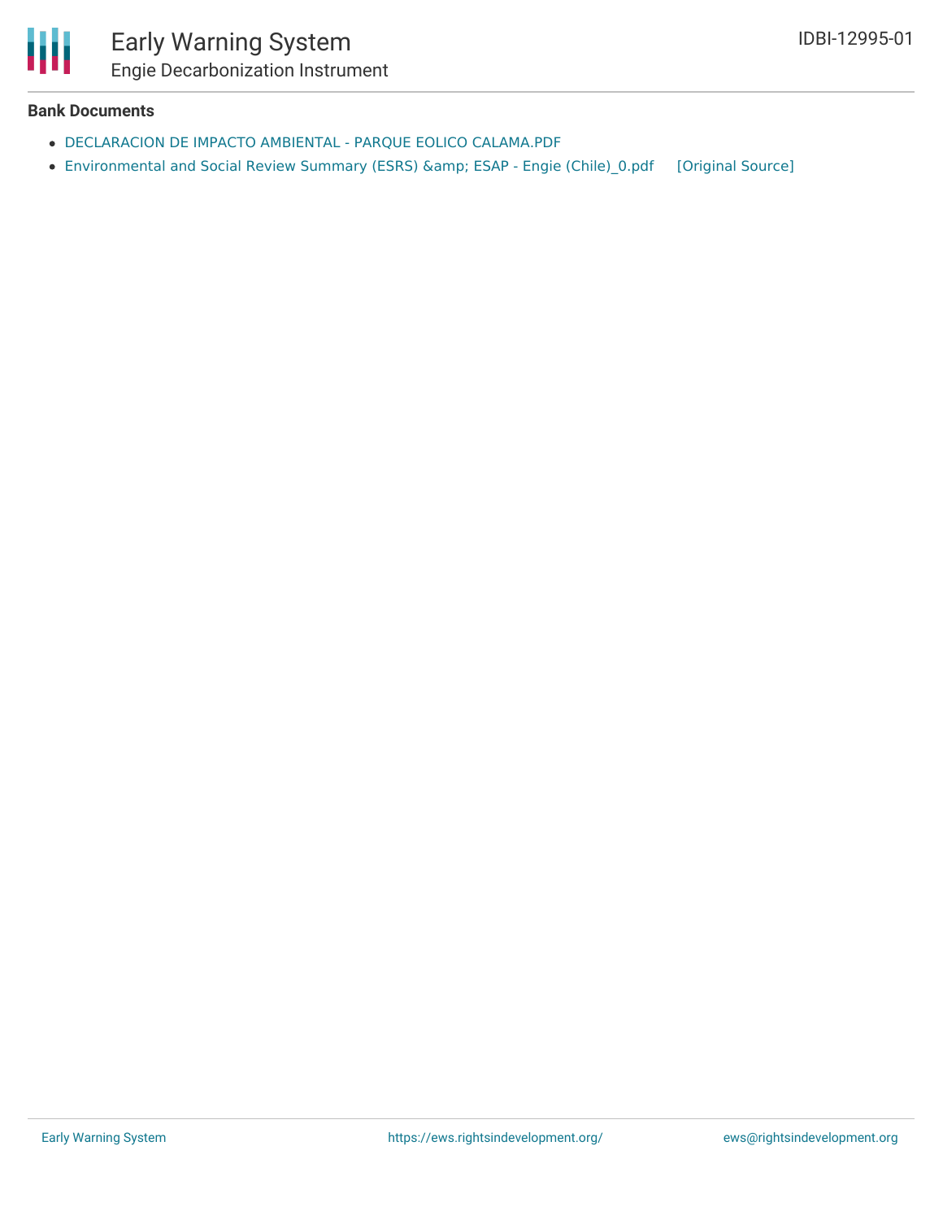**Bank Documents**

- DECLARACION DE IMPACTO AMBIENTAL - PARQUE EOLICO CALAMA.PDF
- Environmental and Social Review Summary (ESRS) &amp; ESAP - Engie (Chile)_0.pdf [Original Source]